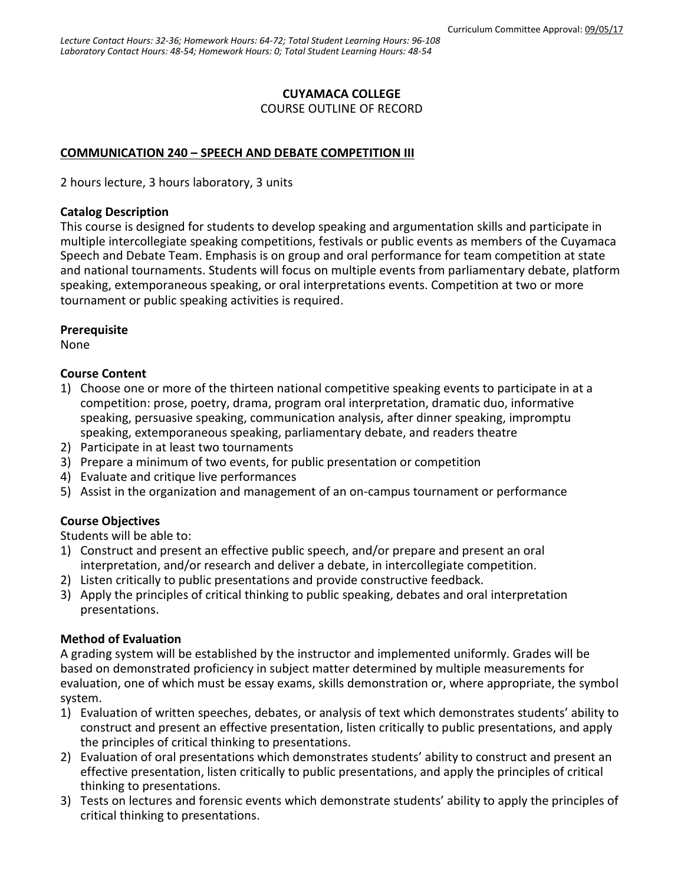Curriculum Committee Approval: 09/05/17

*Lecture Contact Hours: 32-36; Homework Hours: 64-72; Total Student Learning Hours: 96-108*
*Laboratory Contact Hours: 48-54; Homework Hours: 0; Total Student Learning Hours: 48-54*

**CUYAMACA COLLEGE**
COURSE OUTLINE OF RECORD

**COMMUNICATION 240 – SPEECH AND DEBATE COMPETITION III**

2 hours lecture, 3 hours laboratory, 3 units

**Catalog Description**
This course is designed for students to develop speaking and argumentation skills and participate in multiple intercollegiate speaking competitions, festivals or public events as members of the Cuyamaca Speech and Debate Team. Emphasis is on group and oral performance for team competition at state and national tournaments. Students will focus on multiple events from parliamentary debate, platform speaking, extemporaneous speaking, or oral interpretations events. Competition at two or more tournament or public speaking activities is required.

**Prerequisite**
None

**Course Content**
1) Choose one or more of the thirteen national competitive speaking events to participate in at a competition: prose, poetry, drama, program oral interpretation, dramatic duo, informative speaking, persuasive speaking, communication analysis, after dinner speaking, impromptu speaking, extemporaneous speaking, parliamentary debate, and readers theatre
2) Participate in at least two tournaments
3) Prepare a minimum of two events, for public presentation or competition
4) Evaluate and critique live performances
5) Assist in the organization and management of an on-campus tournament or performance

**Course Objectives**
Students will be able to:
1) Construct and present an effective public speech, and/or prepare and present an oral interpretation, and/or research and deliver a debate, in intercollegiate competition.
2) Listen critically to public presentations and provide constructive feedback.
3) Apply the principles of critical thinking to public speaking, debates and oral interpretation presentations.

**Method of Evaluation**
A grading system will be established by the instructor and implemented uniformly. Grades will be based on demonstrated proficiency in subject matter determined by multiple measurements for evaluation, one of which must be essay exams, skills demonstration or, where appropriate, the symbol system.
1) Evaluation of written speeches, debates, or analysis of text which demonstrates students' ability to construct and present an effective presentation, listen critically to public presentations, and apply the principles of critical thinking to presentations.
2) Evaluation of oral presentations which demonstrates students' ability to construct and present an effective presentation, listen critically to public presentations, and apply the principles of critical thinking to presentations.
3) Tests on lectures and forensic events which demonstrate students' ability to apply the principles of critical thinking to presentations.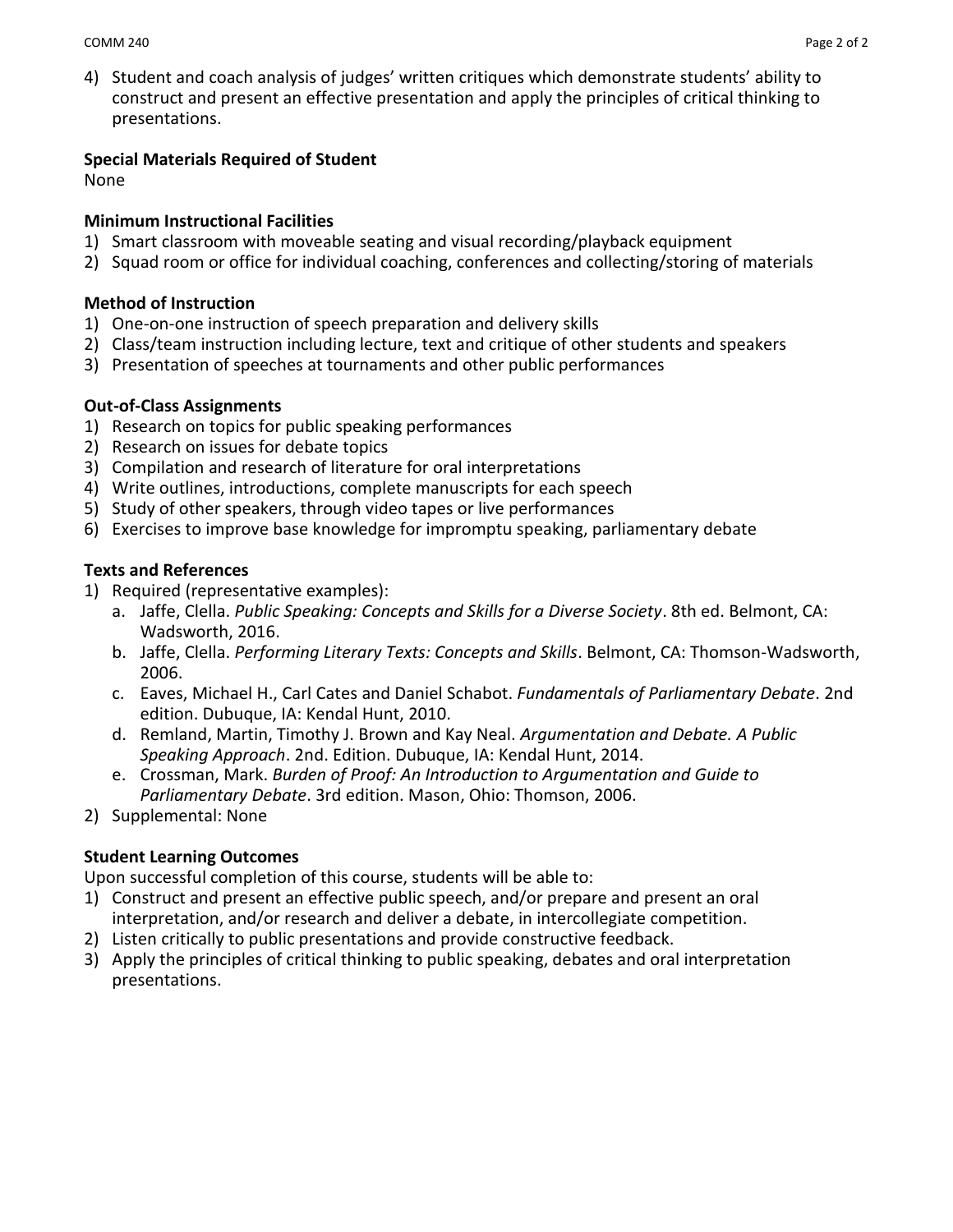4) Student and coach analysis of judges' written critiques which demonstrate students' ability to construct and present an effective presentation and apply the principles of critical thinking to presentations.

**Special Materials Required of Student**

None

**Minimum Instructional Facilities**

1) Smart classroom with moveable seating and visual recording/playback equipment
2) Squad room or office for individual coaching, conferences and collecting/storing of materials

**Method of Instruction**

1) One-on-one instruction of speech preparation and delivery skills
2) Class/team instruction including lecture, text and critique of other students and speakers
3) Presentation of speeches at tournaments and other public performances

**Out-of-Class Assignments**

1) Research on topics for public speaking performances
2) Research on issues for debate topics
3) Compilation and research of literature for oral interpretations
4) Write outlines, introductions, complete manuscripts for each speech
5) Study of other speakers, through video tapes or live performances
6) Exercises to improve base knowledge for impromptu speaking, parliamentary debate

**Texts and References**

1) Required (representative examples):
   a. Jaffe, Clella. *Public Speaking: Concepts and Skills for a Diverse Society*. 8th ed. Belmont, CA: Wadsworth, 2016.
   b. Jaffe, Clella. *Performing Literary Texts: Concepts and Skills*. Belmont, CA: Thomson-Wadsworth, 2006.
   c. Eaves, Michael H., Carl Cates and Daniel Schabot. *Fundamentals of Parliamentary Debate*. 2nd edition. Dubuque, IA: Kendal Hunt, 2010.
   d. Remland, Martin, Timothy J. Brown and Kay Neal. *Argumentation and Debate. A Public Speaking Approach*. 2nd. Edition. Dubuque, IA: Kendal Hunt, 2014.
   e. Crossman, Mark. *Burden of Proof: An Introduction to Argumentation and Guide to Parliamentary Debate*. 3rd edition. Mason, Ohio: Thomson, 2006.
2) Supplemental: None

**Student Learning Outcomes**

Upon successful completion of this course, students will be able to:

1) Construct and present an effective public speech, and/or prepare and present an oral interpretation, and/or research and deliver a debate, in intercollegiate competition.
2) Listen critically to public presentations and provide constructive feedback.
3) Apply the principles of critical thinking to public speaking, debates and oral interpretation presentations.